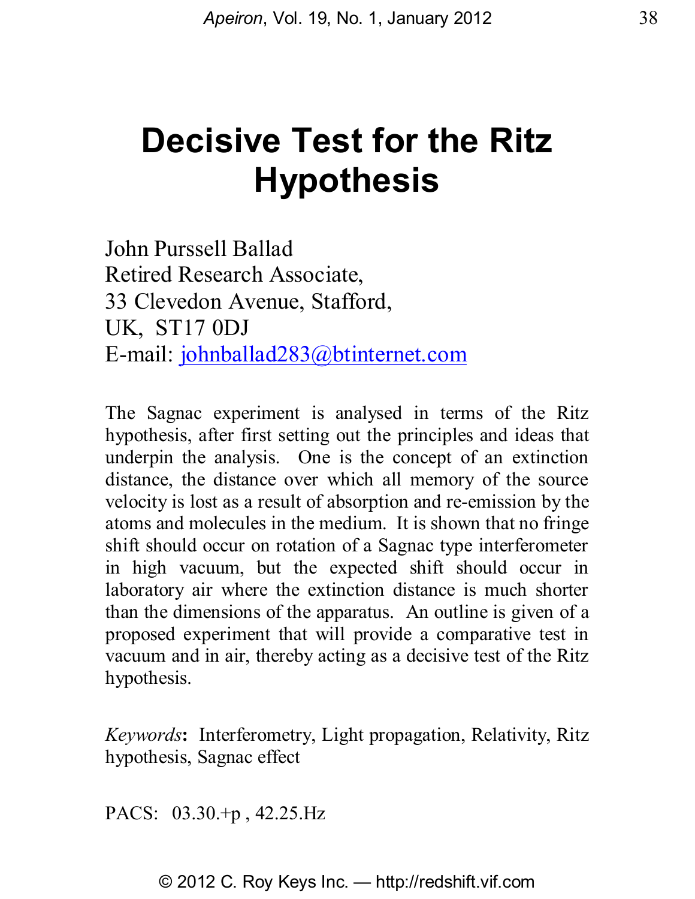# Decisive Test for the Ritz Hypothesis

John Purssell Ballad
Retired Research Associate,
33 Clevedon Avenue, Stafford,
UK, ST17 0DJ
E-mail: johnballad283@btinternet.com

The Sagnac experiment is analysed in terms of the Ritz hypothesis, after first setting out the principles and ideas that underpin the analysis. One is the concept of an extinction distance, the distance over which all memory of the source velocity is lost as a result of absorption and re-emission by the atoms and molecules in the medium. It is shown that no fringe shift should occur on rotation of a Sagnac type interferometer in high vacuum, but the expected shift should occur in laboratory air where the extinction distance is much shorter than the dimensions of the apparatus. An outline is given of a proposed experiment that will provide a comparative test in vacuum and in air, thereby acting as a decisive test of the Ritz hypothesis.

*Keywords*: Interferometry, Light propagation, Relativity, Ritz hypothesis, Sagnac effect

PACS: 03.30.+p , 42.25.Hz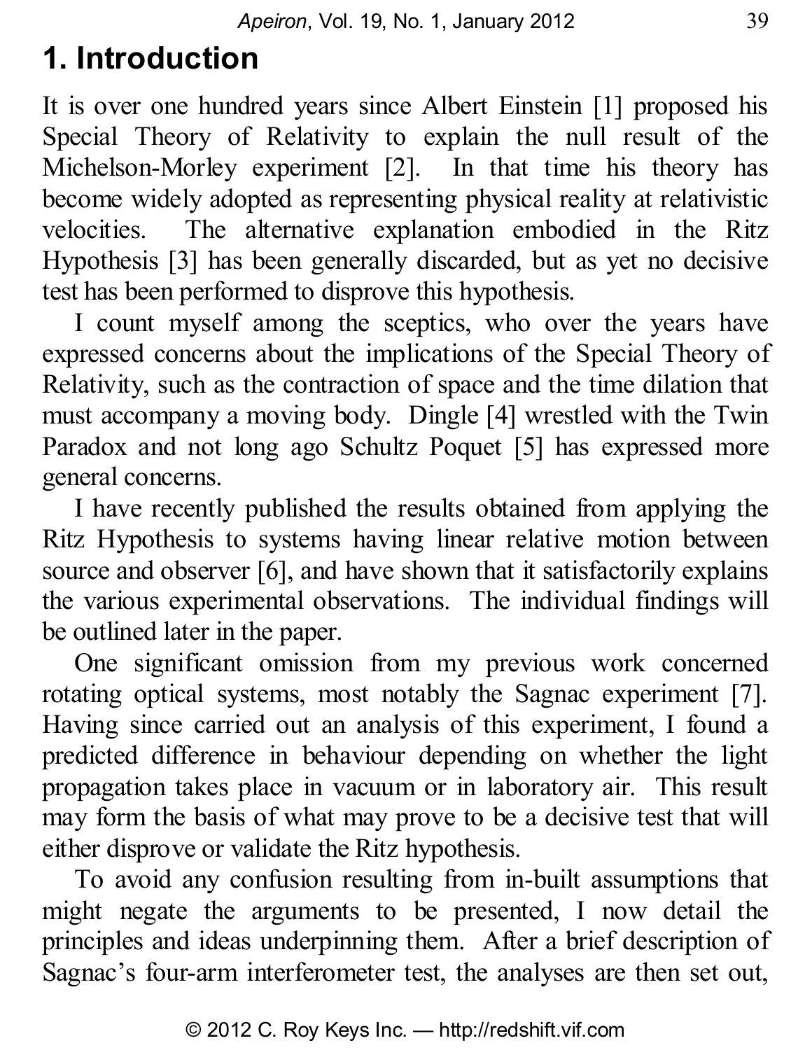# 1. Introduction

It is over one hundred years since Albert Einstein [1] proposed his Special Theory of Relativity to explain the null result of the Michelson-Morley experiment [2]. In that time his theory has become widely adopted as representing physical reality at relativistic velocities. The alternative explanation embodied in the Ritz Hypothesis [3] has been generally discarded, but as yet no decisive test has been performed to disprove this hypothesis.

I count myself among the sceptics, who over the years have expressed concerns about the implications of the Special Theory of Relativity, such as the contraction of space and the time dilation that must accompany a moving body. Dingle [4] wrestled with the Twin Paradox and not long ago Schultz Poquet [5] has expressed more general concerns.

I have recently published the results obtained from applying the Ritz Hypothesis to systems having linear relative motion between source and observer [6], and have shown that it satisfactorily explains the various experimental observations. The individual findings will be outlined later in the paper.

One significant omission from my previous work concerned rotating optical systems, most notably the Sagnac experiment [7]. Having since carried out an analysis of this experiment, I found a predicted difference in behaviour depending on whether the light propagation takes place in vacuum or in laboratory air. This result may form the basis of what may prove to be a decisive test that will either disprove or validate the Ritz hypothesis.

To avoid any confusion resulting from in-built assumptions that might negate the arguments to be presented, I now detail the principles and ideas underpinning them. After a brief description of Sagnac's four-arm interferometer test, the analyses are then set out,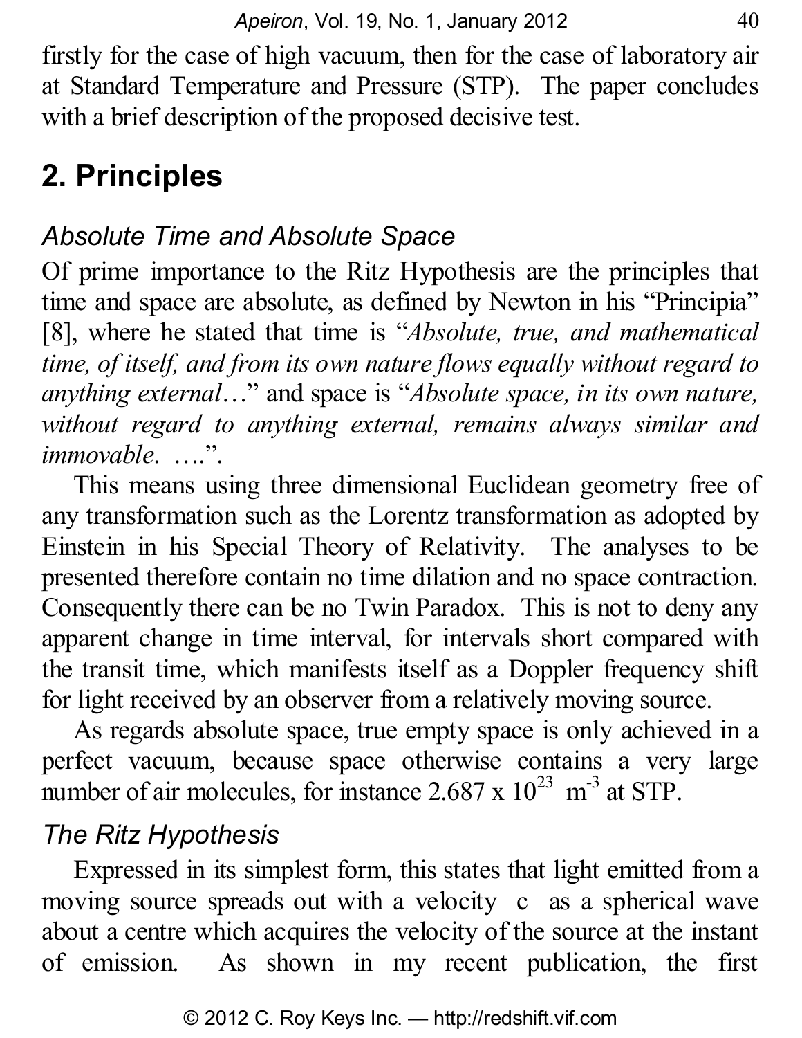firstly for the case of high vacuum, then for the case of laboratory air at Standard Temperature and Pressure (STP). The paper concludes with a brief description of the proposed decisive test.

## 2. Principles

### *Absolute Time and Absolute Space*

Of prime importance to the Ritz Hypothesis are the principles that time and space are absolute, as defined by Newton in his "Principia" [8], where he stated that time is "*Absolute, true, and mathematical time, of itself, and from its own nature flows equally without regard to anything external*…" and space is "*Absolute space, in its own nature, without regard to anything external, remains always similar and immovable. ….*".

This means using three dimensional Euclidean geometry free of any transformation such as the Lorentz transformation as adopted by Einstein in his Special Theory of Relativity. The analyses to be presented therefore contain no time dilation and no space contraction. Consequently there can be no Twin Paradox. This is not to deny any apparent change in time interval, for intervals short compared with the transit time, which manifests itself as a Doppler frequency shift for light received by an observer from a relatively moving source.

As regards absolute space, true empty space is only achieved in a perfect vacuum, because space otherwise contains a very large number of air molecules, for instance $2.687 \times 10^{23}$ $m^{-3}$ at STP.

### *The Ritz Hypothesis*

Expressed in its simplest form, this states that light emitted from a moving source spreads out with a velocity $c$ as a spherical wave about a centre which acquires the velocity of the source at the instant of emission. As shown in my recent publication, the first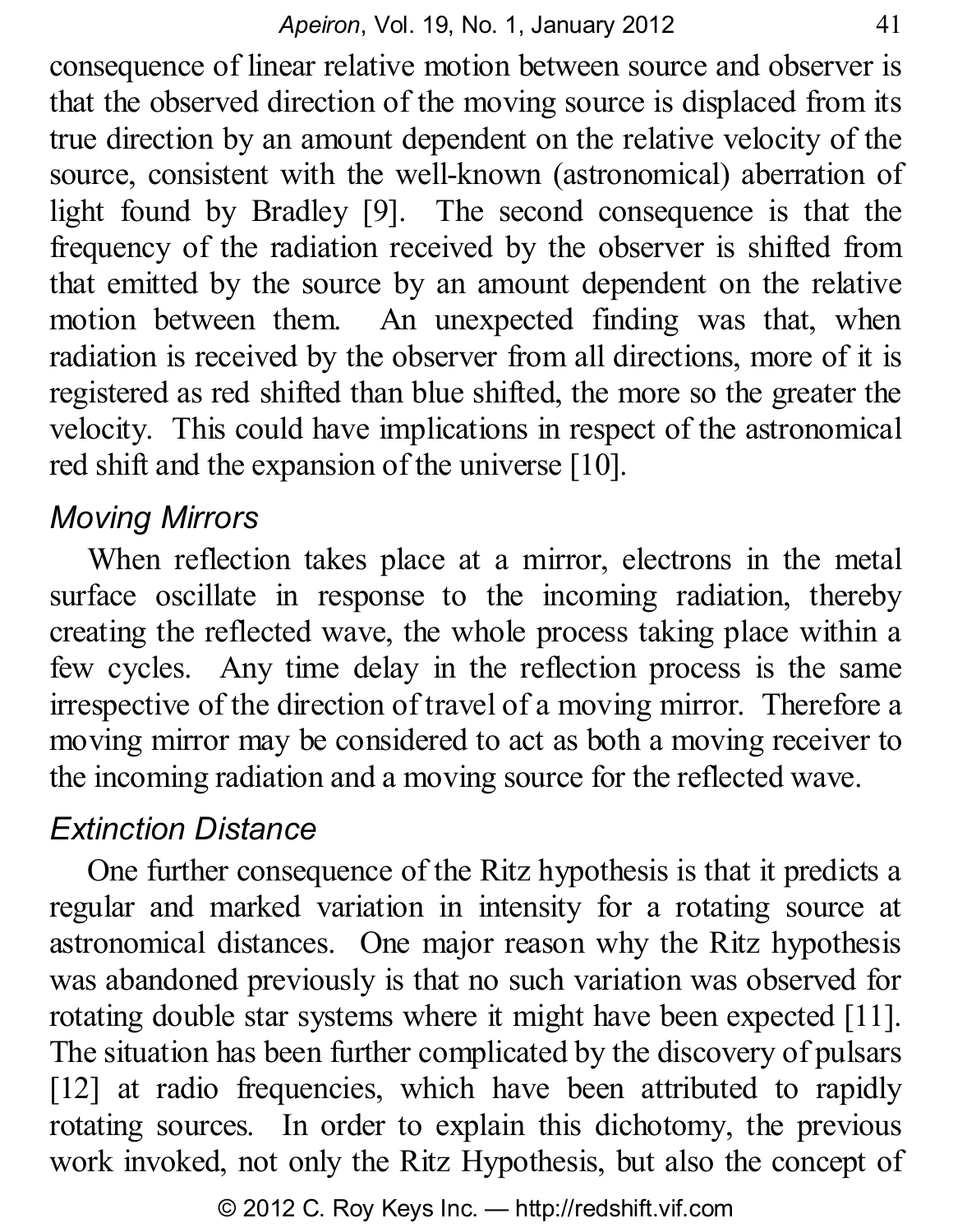consequence of linear relative motion between source and observer is that the observed direction of the moving source is displaced from its true direction by an amount dependent on the relative velocity of the source, consistent with the well-known (astronomical) aberration of light found by Bradley [9]. The second consequence is that the frequency of the radiation received by the observer is shifted from that emitted by the source by an amount dependent on the relative motion between them. An unexpected finding was that, when radiation is received by the observer from all directions, more of it is registered as red shifted than blue shifted, the more so the greater the velocity. This could have implications in respect of the astronomical red shift and the expansion of the universe [10].

### *Moving Mirrors*

When reflection takes place at a mirror, electrons in the metal surface oscillate in response to the incoming radiation, thereby creating the reflected wave, the whole process taking place within a few cycles. Any time delay in the reflection process is the same irrespective of the direction of travel of a moving mirror. Therefore a moving mirror may be considered to act as both a moving receiver to the incoming radiation and a moving source for the reflected wave.

### *Extinction Distance*

One further consequence of the Ritz hypothesis is that it predicts a regular and marked variation in intensity for a rotating source at astronomical distances. One major reason why the Ritz hypothesis was abandoned previously is that no such variation was observed for rotating double star systems where it might have been expected [11]. The situation has been further complicated by the discovery of pulsars [12] at radio frequencies, which have been attributed to rapidly rotating sources. In order to explain this dichotomy, the previous work invoked, not only the Ritz Hypothesis, but also the concept of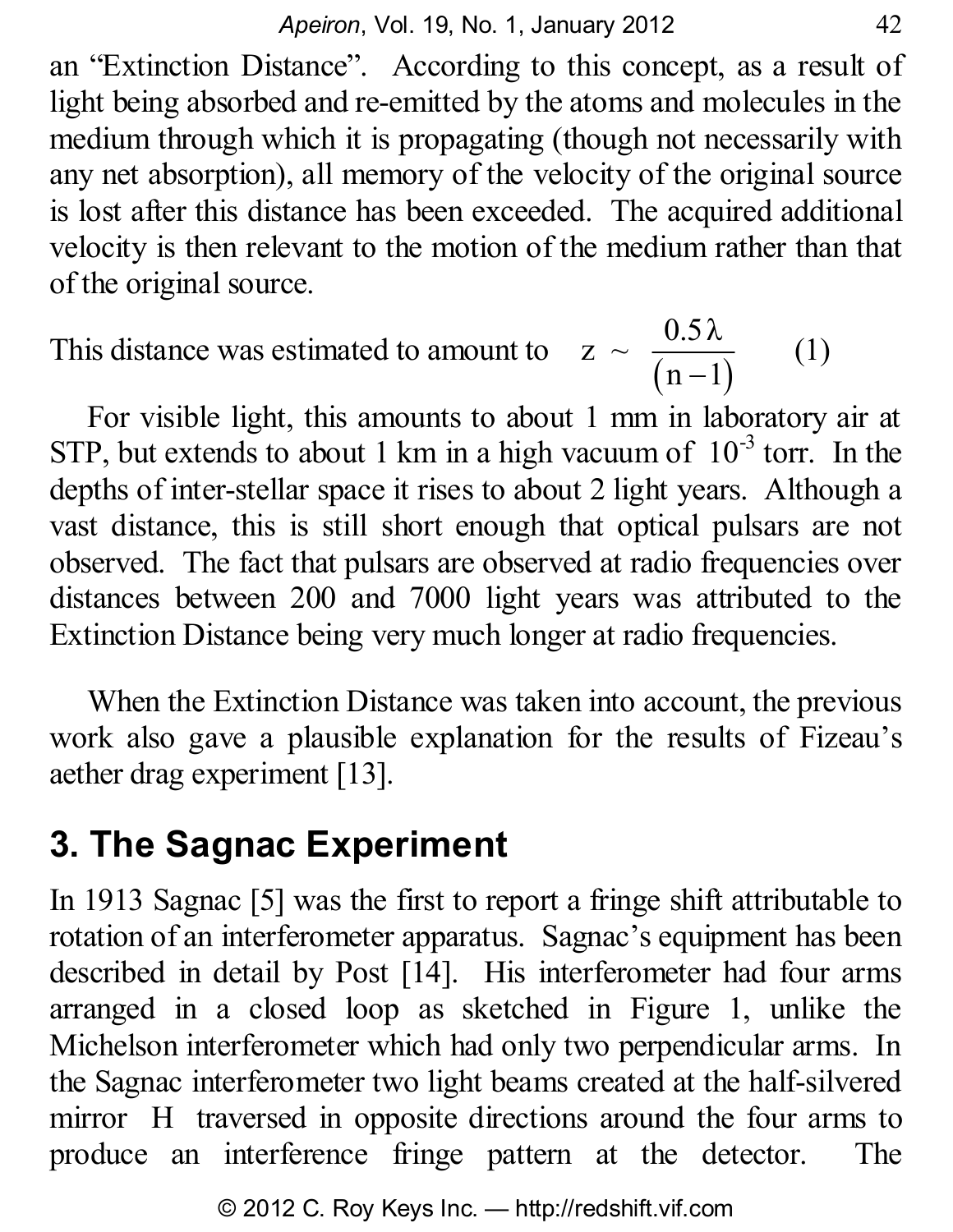an “Extinction Distance”. According to this concept, as a result of light being absorbed and re-emitted by the atoms and molecules in the medium through which it is propagating (though not necessarily with any net absorption), all memory of the velocity of the original source is lost after this distance has been exceeded. The acquired additional velocity is then relevant to the motion of the medium rather than that of the original source.

This distance was estimated to amount to $z \sim \dfrac{0.5\lambda}{(n-1)}$ (1)

For visible light, this amounts to about 1 mm in laboratory air at STP, but extends to about 1 km in a high vacuum of $10^{-3}$ torr. In the depths of inter-stellar space it rises to about 2 light years. Although a vast distance, this is still short enough that optical pulsars are not observed. The fact that pulsars are observed at radio frequencies over distances between 200 and 7000 light years was attributed to the Extinction Distance being very much longer at radio frequencies.

When the Extinction Distance was taken into account, the previous work also gave a plausible explanation for the results of Fizeau’s aether drag experiment [13].

## 3. The Sagnac Experiment

In 1913 Sagnac [5] was the first to report a fringe shift attributable to rotation of an interferometer apparatus. Sagnac’s equipment has been described in detail by Post [14]. His interferometer had four arms arranged in a closed loop as sketched in Figure 1, unlike the Michelson interferometer which had only two perpendicular arms. In the Sagnac interferometer two light beams created at the half-silvered mirror H traversed in opposite directions around the four arms to produce an interference fringe pattern at the detector. The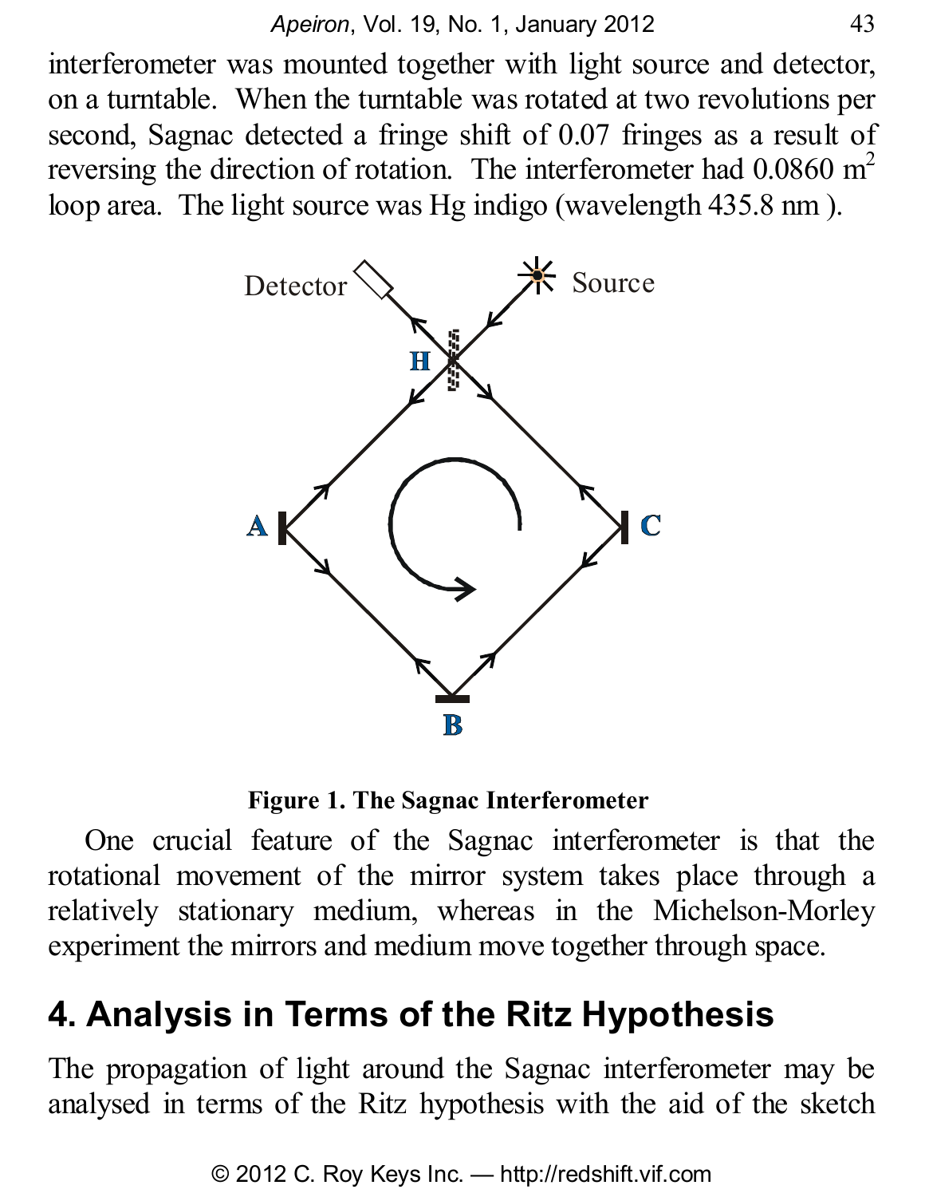interferometer was mounted together with light source and detector, on a turntable. When the turntable was rotated at two revolutions per second, Sagnac detected a fringe shift of 0.07 fringes as a result of reversing the direction of rotation. The interferometer had 0.0860 m$^2$ loop area. The light source was Hg indigo (wavelength 435.8 nm ).

**Figure 1. The Sagnac Interferometer**

One crucial feature of the Sagnac interferometer is that the rotational movement of the mirror system takes place through a relatively stationary medium, whereas in the Michelson-Morley experiment the mirrors and medium move together through space.

## 4. Analysis in Terms of the Ritz Hypothesis

The propagation of light around the Sagnac interferometer may be analysed in terms of the Ritz hypothesis with the aid of the sketch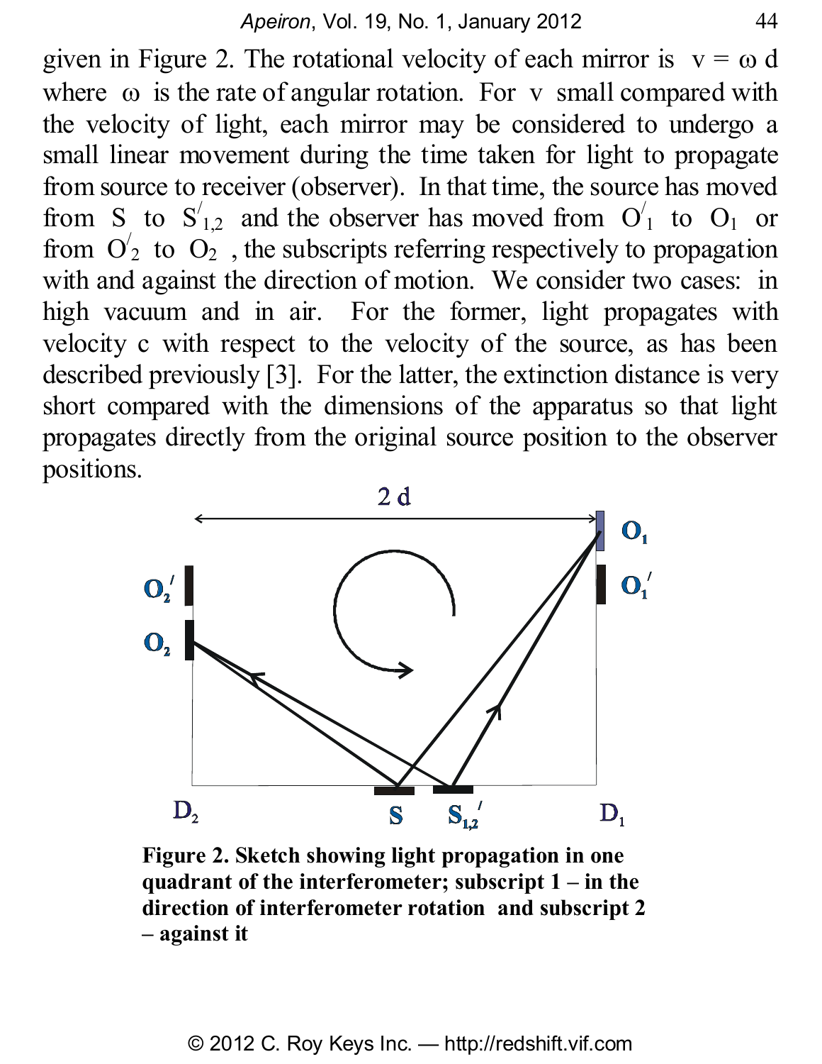given in Figure 2. The rotational velocity of each mirror is $v = \omega d$ where $\omega$ is the rate of angular rotation. For $v$ small compared with the velocity of light, each mirror may be considered to undergo a small linear movement during the time taken for light to propagate from source to receiver (observer). In that time, the source has moved from S to $S'_{1,2}$ and the observer has moved from $O'_1$ to $O_1$ or from $O'_2$ to $O_2$, the subscripts referring respectively to propagation with and against the direction of motion. We consider two cases: in high vacuum and in air. For the former, light propagates with velocity c with respect to the velocity of the source, as has been described previously [3]. For the latter, the extinction distance is very short compared with the dimensions of the apparatus so that light propagates directly from the original source position to the observer positions.

**Figure 2. Sketch showing light propagation in one quadrant of the interferometer; subscript 1 – in the direction of interferometer rotation and subscript 2 – against it**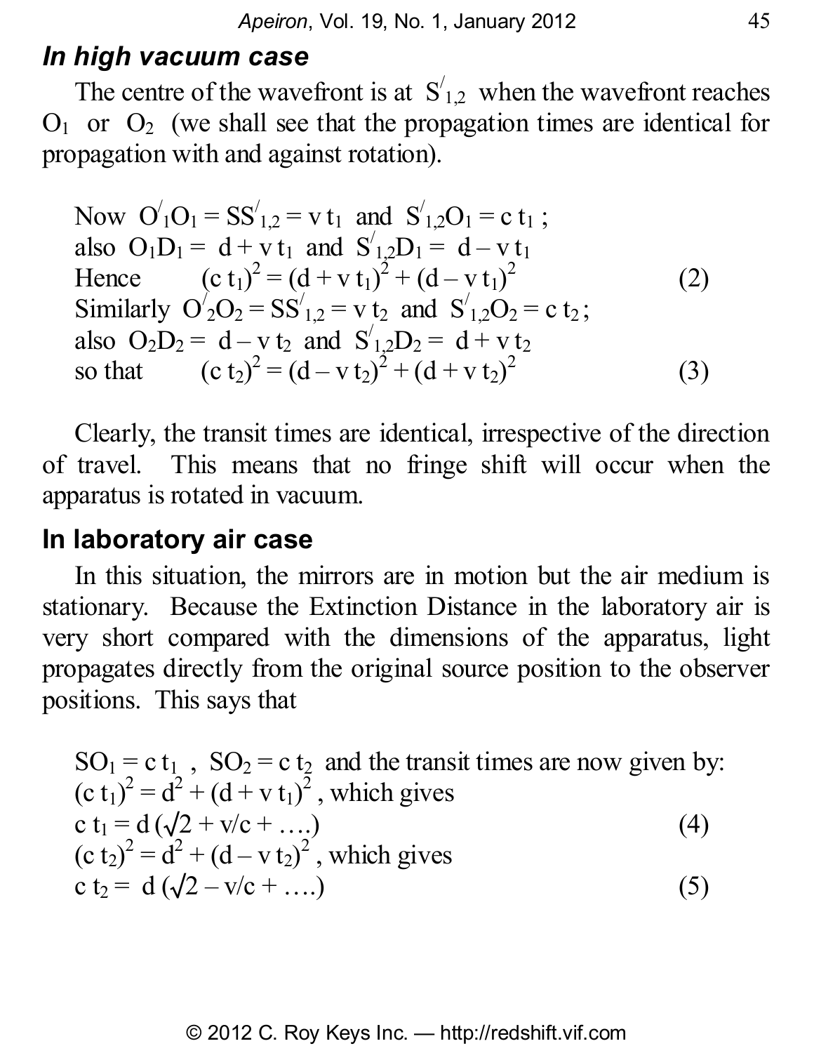### *In high vacuum case*

The centre of the wavefront is at $S'_{1,2}$ when the wavefront reaches $O_1$ or $O_2$ (we shall see that the propagation times are identical for propagation with and against rotation).

Now $O'_1O_1 = SS'_{1,2} = v\,t_1$ and $S'_{1,2}O_1 = c\,t_1$ ;
also $O_1D_1 = d + v\,t_1$ and $S'_{1,2}D_1 = d - v\,t_1$
Hence

$$(c\,t_1)^2 = (d + v\,t_1)^2 + (d - v\,t_1)^2 \qquad (2)$$

Similarly $O'_2O_2 = SS'_{1,2} = v\,t_2$ and $S'_{1,2}O_2 = c\,t_2$ ;
also $O_2D_2 = d - v\,t_2$ and $S'_{1,2}D_2 = d + v\,t_2$
so that

$$(c\,t_2)^2 = (d - v\,t_2)^2 + (d + v\,t_2)^2 \qquad (3)$$

Clearly, the transit times are identical, irrespective of the direction of travel. This means that no fringe shift will occur when the apparatus is rotated in vacuum.

### In laboratory air case

In this situation, the mirrors are in motion but the air medium is stationary. Because the Extinction Distance in the laboratory air is very short compared with the dimensions of the apparatus, light propagates directly from the original source position to the observer positions. This says that

$SO_1 = c\,t_1$ , $SO_2 = c\,t_2$ and the transit times are now given by:
$(c\,t_1)^2 = d^2 + (d + v\,t_1)^2$ , which gives

$$c\,t_1 = d\,(\surd 2 + v/c + \ldots.) \qquad (4)$$

$(c\,t_2)^2 = d^2 + (d - v\,t_2)^2$ , which gives

$$c\,t_2 = d\,(\surd 2 - v/c + \ldots.) \qquad (5)$$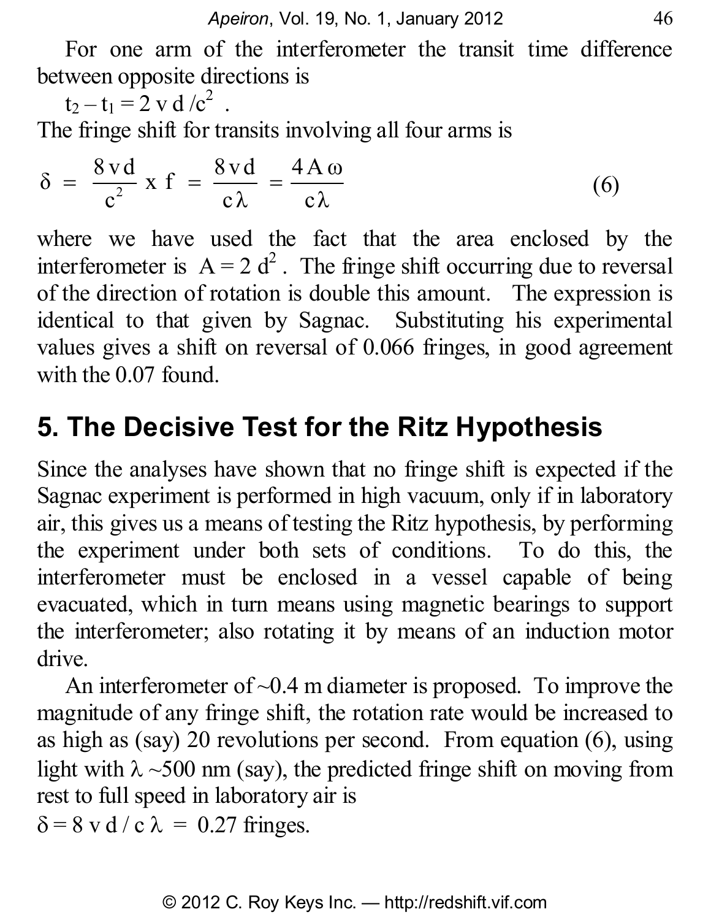For one arm of the interferometer the transit time difference between opposite directions is

$t_2 - t_1 = 2\,v\,d/c^2$ .

The fringe shift for transits involving all four arms is

$$\delta = \frac{8\,v\,d}{c^2} \times f = \frac{8\,v\,d}{c\lambda} = \frac{4\,A\,\omega}{c\lambda} \tag{6}$$

where we have used the fact that the area enclosed by the interferometer is $A = 2\,d^2$ . The fringe shift occurring due to reversal of the direction of rotation is double this amount. The expression is identical to that given by Sagnac. Substituting his experimental values gives a shift on reversal of 0.066 fringes, in good agreement with the 0.07 found.

## 5. The Decisive Test for the Ritz Hypothesis

Since the analyses have shown that no fringe shift is expected if the Sagnac experiment is performed in high vacuum, only if in laboratory air, this gives us a means of testing the Ritz hypothesis, by performing the experiment under both sets of conditions. To do this, the interferometer must be enclosed in a vessel capable of being evacuated, which in turn means using magnetic bearings to support the interferometer; also rotating it by means of an induction motor drive.

An interferometer of ~0.4 m diameter is proposed. To improve the magnitude of any fringe shift, the rotation rate would be increased to as high as (say) 20 revolutions per second. From equation (6), using light with $\lambda$ ~500 nm (say), the predicted fringe shift on moving from rest to full speed in laboratory air is

$\delta = 8\,v\,d\,/\,c\,\lambda \;=\; 0.27$ fringes.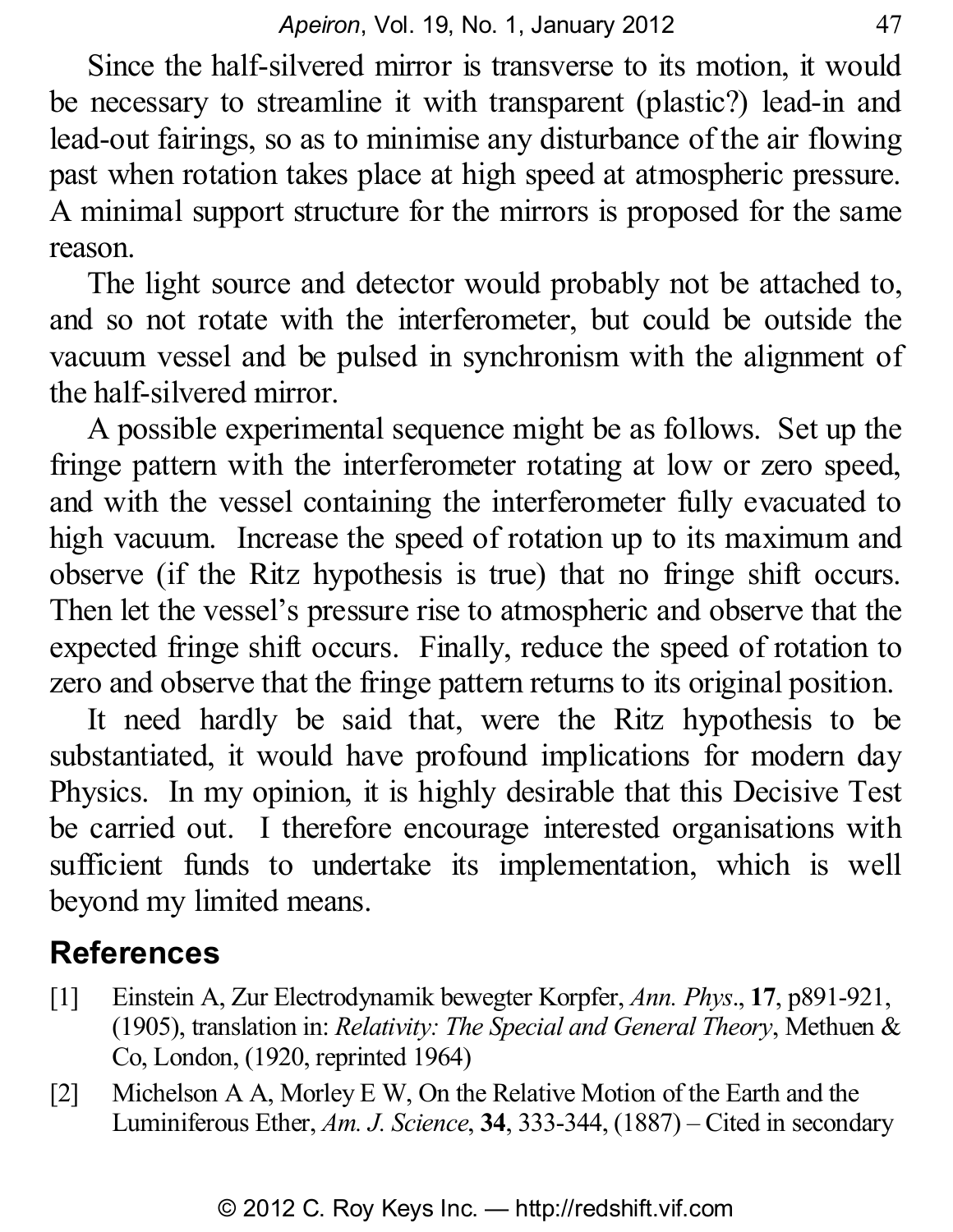Since the half-silvered mirror is transverse to its motion, it would be necessary to streamline it with transparent (plastic?) lead-in and lead-out fairings, so as to minimise any disturbance of the air flowing past when rotation takes place at high speed at atmospheric pressure. A minimal support structure for the mirrors is proposed for the same reason.

The light source and detector would probably not be attached to, and so not rotate with the interferometer, but could be outside the vacuum vessel and be pulsed in synchronism with the alignment of the half-silvered mirror.

A possible experimental sequence might be as follows. Set up the fringe pattern with the interferometer rotating at low or zero speed, and with the vessel containing the interferometer fully evacuated to high vacuum. Increase the speed of rotation up to its maximum and observe (if the Ritz hypothesis is true) that no fringe shift occurs. Then let the vessel's pressure rise to atmospheric and observe that the expected fringe shift occurs. Finally, reduce the speed of rotation to zero and observe that the fringe pattern returns to its original position.

It need hardly be said that, were the Ritz hypothesis to be substantiated, it would have profound implications for modern day Physics. In my opinion, it is highly desirable that this Decisive Test be carried out. I therefore encourage interested organisations with sufficient funds to undertake its implementation, which is well beyond my limited means.

## References

[1] Einstein A, Zur Electrodynamik bewegter Korpfer, *Ann. Phys*., **17**, p891-921, (1905), translation in: *Relativity: The Special and General Theory*, Methuen & Co, London, (1920, reprinted 1964)

[2] Michelson A A, Morley E W, On the Relative Motion of the Earth and the Luminiferous Ether, *Am. J. Science*, **34**, 333-344, (1887) – Cited in secondary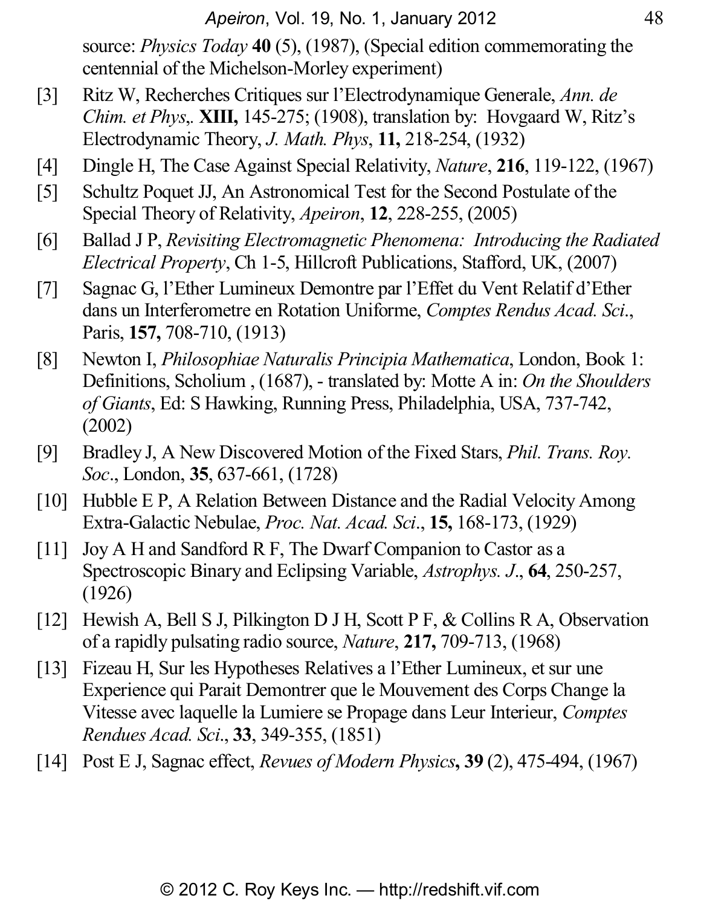source: *Physics Today* **40** (5), (1987), (Special edition commemorating the centennial of the Michelson-Morley experiment)

[3] Ritz W, Recherches Critiques sur l'Electrodynamique Generale, *Ann. de Chim. et Phys*,. **XIII,** 145-275; (1908), translation by: Hovgaard W, Ritz's Electrodynamic Theory, *J. Math. Phys*, **11,** 218-254, (1932)

[4] Dingle H, The Case Against Special Relativity, *Nature*, **216**, 119-122, (1967)

[5] Schultz Poquet JJ, An Astronomical Test for the Second Postulate of the Special Theory of Relativity, *Apeiron*, **12**, 228-255, (2005)

[6] Ballad J P, *Revisiting Electromagnetic Phenomena: Introducing the Radiated Electrical Property*, Ch 1-5, Hillcroft Publications, Stafford, UK, (2007)

[7] Sagnac G, l'Ether Lumineux Demontre par l'Effet du Vent Relatif d'Ether dans un Interferometre en Rotation Uniforme, *Comptes Rendus Acad. Sci*., Paris, **157,** 708-710, (1913)

[8] Newton I, *Philosophiae Naturalis Principia Mathematica*, London, Book 1: Definitions, Scholium , (1687), - translated by: Motte A in: *On the Shoulders of Giants*, Ed: S Hawking, Running Press, Philadelphia, USA, 737-742, (2002)

[9] Bradley J, A New Discovered Motion of the Fixed Stars, *Phil. Trans. Roy. Soc*., London, **35**, 637-661, (1728)

[10] Hubble E P, A Relation Between Distance and the Radial Velocity Among Extra-Galactic Nebulae, *Proc. Nat. Acad. Sci*., **15,** 168-173, (1929)

[11] Joy A H and Sandford R F, The Dwarf Companion to Castor as a Spectroscopic Binary and Eclipsing Variable, *Astrophys. J*., **64**, 250-257, (1926)

[12] Hewish A, Bell S J, Pilkington D J H, Scott P F, & Collins R A, Observation of a rapidly pulsating radio source, *Nature*, **217,** 709-713, (1968)

[13] Fizeau H, Sur les Hypotheses Relatives a l'Ether Lumineux, et sur une Experience qui Parait Demontrer que le Mouvement des Corps Change la Vitesse avec laquelle la Lumiere se Propage dans Leur Interieur, *Comptes Rendues Acad. Sci*., **33**, 349-355, (1851)

[14] Post E J, Sagnac effect, *Revues of Modern Physics***, 39** (2), 475-494, (1967)